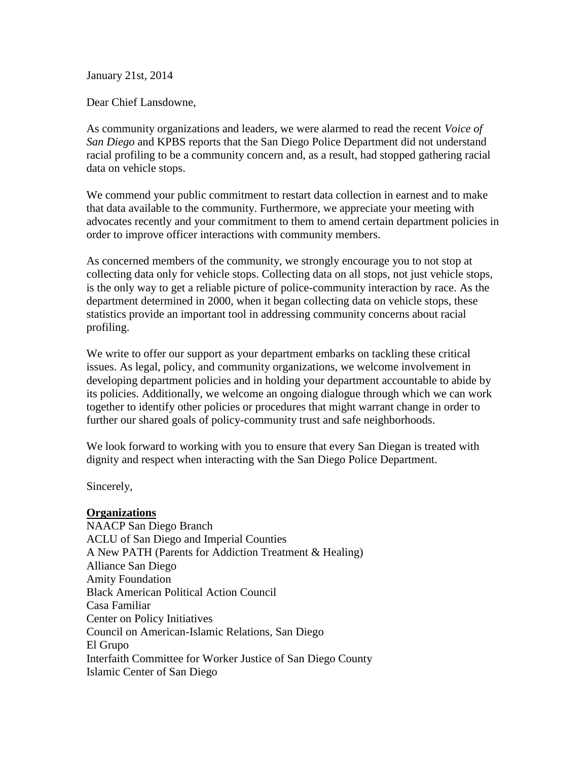January 21st, 2014

Dear Chief Lansdowne,

As community organizations and leaders, we were alarmed to read the recent *Voice of San Diego* and KPBS reports that the San Diego Police Department did not understand racial profiling to be a community concern and, as a result, had stopped gathering racial data on vehicle stops.

We commend your public commitment to restart data collection in earnest and to make that data available to the community. Furthermore, we appreciate your meeting with advocates recently and your commitment to them to amend certain department policies in order to improve officer interactions with community members.

As concerned members of the community, we strongly encourage you to not stop at collecting data only for vehicle stops. Collecting data on all stops, not just vehicle stops, is the only way to get a reliable picture of police-community interaction by race. As the department determined in 2000, when it began collecting data on vehicle stops, these statistics provide an important tool in addressing community concerns about racial profiling.

We write to offer our support as your department embarks on tackling these critical issues. As legal, policy, and community organizations, we welcome involvement in developing department policies and in holding your department accountable to abide by its policies. Additionally, we welcome an ongoing dialogue through which we can work together to identify other policies or procedures that might warrant change in order to further our shared goals of policy-community trust and safe neighborhoods.

We look forward to working with you to ensure that every San Diegan is treated with dignity and respect when interacting with the San Diego Police Department.

Sincerely,

**Organizations**
NAACP San Diego Branch
ACLU of San Diego and Imperial Counties
A New PATH (Parents for Addiction Treatment & Healing)
Alliance San Diego
Amity Foundation
Black American Political Action Council
Casa Familiar
Center on Policy Initiatives
Council on American-Islamic Relations, San Diego
El Grupo
Interfaith Committee for Worker Justice of San Diego County
Islamic Center of San Diego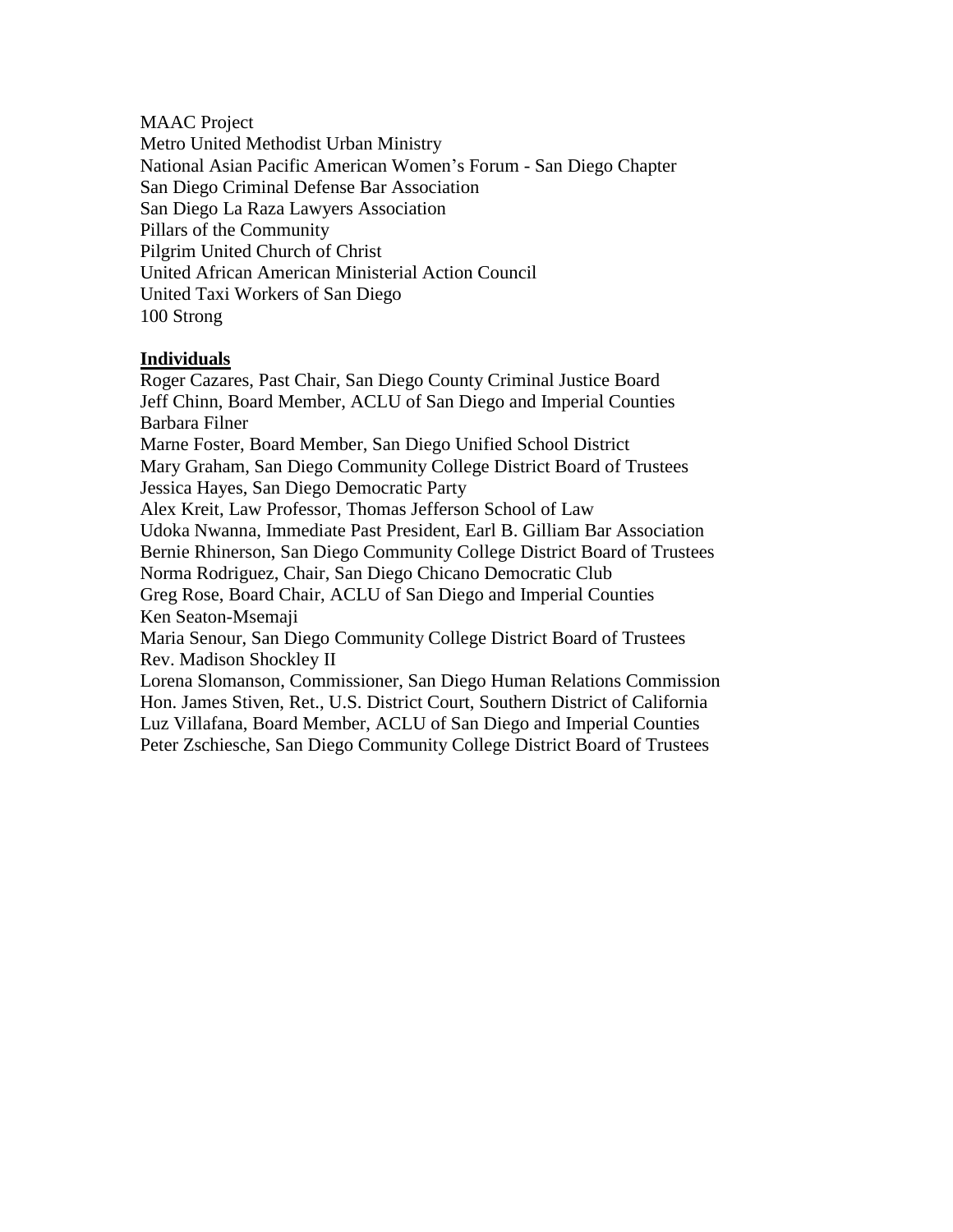MAAC Project
Metro United Methodist Urban Ministry
National Asian Pacific American Women's Forum - San Diego Chapter
San Diego Criminal Defense Bar Association
San Diego La Raza Lawyers Association
Pillars of the Community
Pilgrim United Church of Christ
United African American Ministerial Action Council
United Taxi Workers of San Diego
100 Strong

**Individuals**

Roger Cazares, Past Chair, San Diego County Criminal Justice Board
Jeff Chinn, Board Member, ACLU of San Diego and Imperial Counties
Barbara Filner
Marne Foster, Board Member, San Diego Unified School District
Mary Graham, San Diego Community College District Board of Trustees
Jessica Hayes, San Diego Democratic Party
Alex Kreit, Law Professor, Thomas Jefferson School of Law
Udoka Nwanna, Immediate Past President, Earl B. Gilliam Bar Association
Bernie Rhinerson, San Diego Community College District Board of Trustees
Norma Rodriguez, Chair, San Diego Chicano Democratic Club
Greg Rose, Board Chair, ACLU of San Diego and Imperial Counties
Ken Seaton-Msemaji
Maria Senour, San Diego Community College District Board of Trustees
Rev. Madison Shockley II
Lorena Slomanson, Commissioner, San Diego Human Relations Commission
Hon. James Stiven, Ret., U.S. District Court, Southern District of California
Luz Villafana, Board Member, ACLU of San Diego and Imperial Counties
Peter Zschiesche, San Diego Community College District Board of Trustees